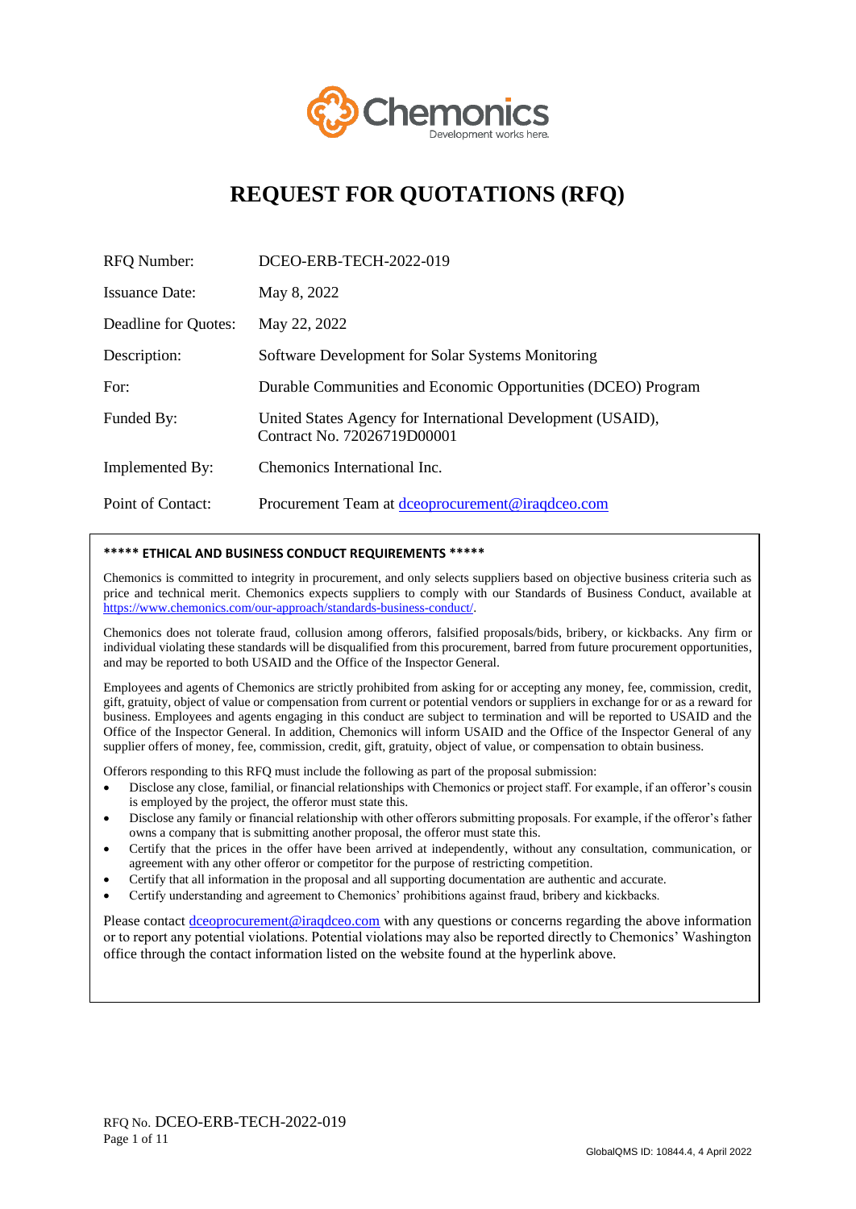# REQUEST FOR QUOTATIONS (RFQ)

| | |
|---|---|
| RFQ Number: | DCEO-ERB-TECH-2022-019 |
| Issuance Date: | May 8, 2022 |
| Deadline for Quotes: | May 22, 2022 |
| Description: | Software Development for Solar Systems Monitoring |
| For: | Durable Communities and Economic Opportunities (DCEO) Program |
| Funded By: | United States Agency for International Development (USAID), Contract No. 72026719D00001 |
| Implemented By: | Chemonics International Inc. |
| Point of Contact: | Procurement Team at dceoprocurement@iraqdceo.com |

**\*\*\*\*\* ETHICAL AND BUSINESS CONDUCT REQUIREMENTS \*\*\*\*\***

Chemonics is committed to integrity in procurement, and only selects suppliers based on objective business criteria such as price and technical merit. Chemonics expects suppliers to comply with our Standards of Business Conduct, available at https://www.chemonics.com/our-approach/standards-business-conduct/.

Chemonics does not tolerate fraud, collusion among offerors, falsified proposals/bids, bribery, or kickbacks. Any firm or individual violating these standards will be disqualified from this procurement, barred from future procurement opportunities, and may be reported to both USAID and the Office of the Inspector General.

Employees and agents of Chemonics are strictly prohibited from asking for or accepting any money, fee, commission, credit, gift, gratuity, object of value or compensation from current or potential vendors or suppliers in exchange for or as a reward for business. Employees and agents engaging in this conduct are subject to termination and will be reported to USAID and the Office of the Inspector General. In addition, Chemonics will inform USAID and the Office of the Inspector General of any supplier offers of money, fee, commission, credit, gift, gratuity, object of value, or compensation to obtain business.

Offerors responding to this RFQ must include the following as part of the proposal submission:

- Disclose any close, familial, or financial relationships with Chemonics or project staff. For example, if an offeror's cousin is employed by the project, the offeror must state this.
- Disclose any family or financial relationship with other offerors submitting proposals. For example, if the offeror's father owns a company that is submitting another proposal, the offeror must state this.
- Certify that the prices in the offer have been arrived at independently, without any consultation, communication, or agreement with any other offeror or competitor for the purpose of restricting competition.
- Certify that all information in the proposal and all supporting documentation are authentic and accurate.
- Certify understanding and agreement to Chemonics' prohibitions against fraud, bribery and kickbacks.

Please contact dceoprocurement@iraqdceo.com with any questions or concerns regarding the above information or to report any potential violations. Potential violations may also be reported directly to Chemonics' Washington office through the contact information listed on the website found at the hyperlink above.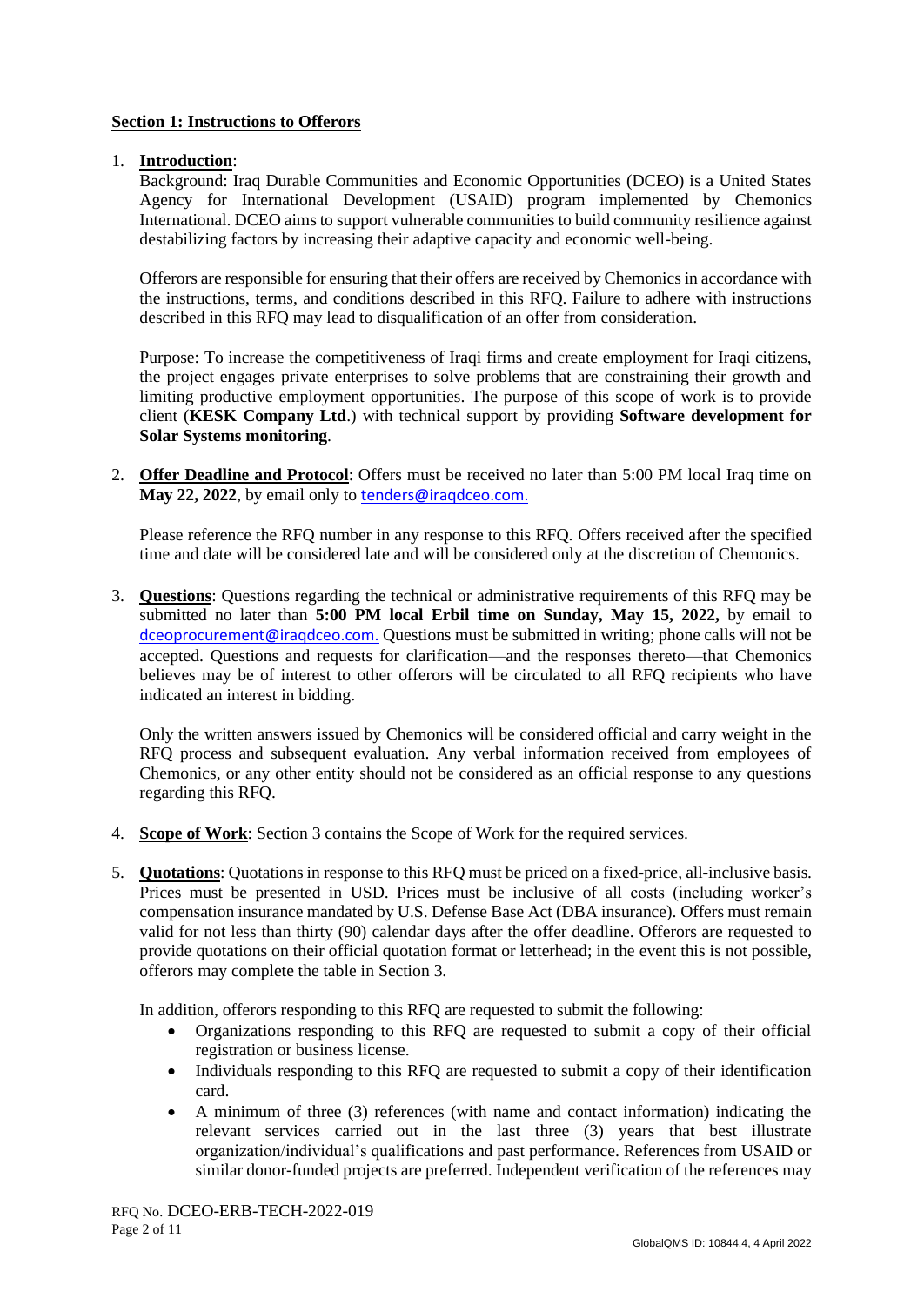**Section 1: Instructions to Offerors**

1. **Introduction**:

   Background: Iraq Durable Communities and Economic Opportunities (DCEO) is a United States Agency for International Development (USAID) program implemented by Chemonics International. DCEO aims to support vulnerable communities to build community resilience against destabilizing factors by increasing their adaptive capacity and economic well-being.

   Offerors are responsible for ensuring that their offers are received by Chemonics in accordance with the instructions, terms, and conditions described in this RFQ. Failure to adhere with instructions described in this RFQ may lead to disqualification of an offer from consideration.

   Purpose: To increase the competitiveness of Iraqi firms and create employment for Iraqi citizens, the project engages private enterprises to solve problems that are constraining their growth and limiting productive employment opportunities. The purpose of this scope of work is to provide client (**KESK Company Ltd**.) with technical support by providing **Software development for Solar Systems monitoring**.

2. **Offer Deadline and Protocol**: Offers must be received no later than 5:00 PM local Iraq time on **May 22, 2022**, by email only to tenders@iraqdceo.com.

   Please reference the RFQ number in any response to this RFQ. Offers received after the specified time and date will be considered late and will be considered only at the discretion of Chemonics.

3. **Questions**: Questions regarding the technical or administrative requirements of this RFQ may be submitted no later than **5:00 PM local Erbil time on Sunday, May 15, 2022,** by email to dceoprocurement@iraqdceo.com. Questions must be submitted in writing; phone calls will not be accepted. Questions and requests for clarification—and the responses thereto—that Chemonics believes may be of interest to other offerors will be circulated to all RFQ recipients who have indicated an interest in bidding.

   Only the written answers issued by Chemonics will be considered official and carry weight in the RFQ process and subsequent evaluation. Any verbal information received from employees of Chemonics, or any other entity should not be considered as an official response to any questions regarding this RFQ.

4. **Scope of Work**: Section 3 contains the Scope of Work for the required services.

5. **Quotations**: Quotations in response to this RFQ must be priced on a fixed-price, all-inclusive basis. Prices must be presented in USD. Prices must be inclusive of all costs (including worker's compensation insurance mandated by U.S. Defense Base Act (DBA insurance). Offers must remain valid for not less than thirty (90) calendar days after the offer deadline. Offerors are requested to provide quotations on their official quotation format or letterhead; in the event this is not possible, offerors may complete the table in Section 3.

   In addition, offerors responding to this RFQ are requested to submit the following:

   - Organizations responding to this RFQ are requested to submit a copy of their official registration or business license.
   - Individuals responding to this RFQ are requested to submit a copy of their identification card.
   - A minimum of three (3) references (with name and contact information) indicating the relevant services carried out in the last three (3) years that best illustrate organization/individual's qualifications and past performance. References from USAID or similar donor-funded projects are preferred. Independent verification of the references may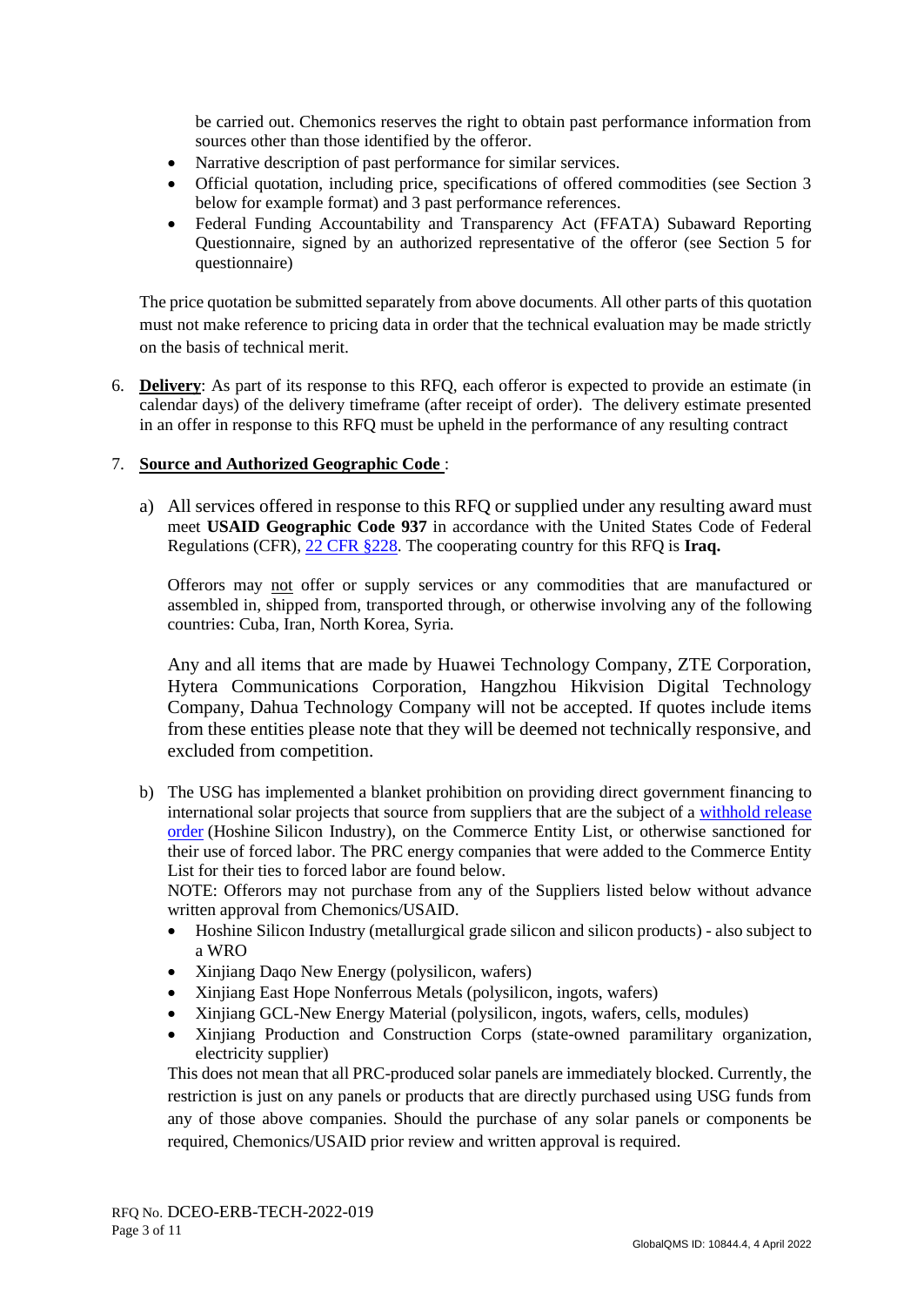be carried out. Chemonics reserves the right to obtain past performance information from sources other than those identified by the offeror.

- Narrative description of past performance for similar services.
- Official quotation, including price, specifications of offered commodities (see Section 3 below for example format) and 3 past performance references.
- Federal Funding Accountability and Transparency Act (FFATA) Subaward Reporting Questionnaire, signed by an authorized representative of the offeror (see Section 5 for questionnaire)

The price quotation be submitted separately from above documents. All other parts of this quotation must not make reference to pricing data in order that the technical evaluation may be made strictly on the basis of technical merit.

6. **Delivery**: As part of its response to this RFQ, each offeror is expected to provide an estimate (in calendar days) of the delivery timeframe (after receipt of order). The delivery estimate presented in an offer in response to this RFQ must be upheld in the performance of any resulting contract

7. **Source and Authorized Geographic Code** :

   a) All services offered in response to this RFQ or supplied under any resulting award must meet **USAID Geographic Code 937** in accordance with the United States Code of Federal Regulations (CFR), 22 CFR §228. The cooperating country for this RFQ is **Iraq.**

   Offerors may not offer or supply services or any commodities that are manufactured or assembled in, shipped from, transported through, or otherwise involving any of the following countries: Cuba, Iran, North Korea, Syria.

   Any and all items that are made by Huawei Technology Company, ZTE Corporation, Hytera Communications Corporation, Hangzhou Hikvision Digital Technology Company, Dahua Technology Company will not be accepted. If quotes include items from these entities please note that they will be deemed not technically responsive, and excluded from competition.

   b) The USG has implemented a blanket prohibition on providing direct government financing to international solar projects that source from suppliers that are the subject of a withhold release order (Hoshine Silicon Industry), on the Commerce Entity List, or otherwise sanctioned for their use of forced labor. The PRC energy companies that were added to the Commerce Entity List for their ties to forced labor are found below.
   NOTE: Offerors may not purchase from any of the Suppliers listed below without advance written approval from Chemonics/USAID.

   - Hoshine Silicon Industry (metallurgical grade silicon and silicon products) - also subject to a WRO
   - Xinjiang Daqo New Energy (polysilicon, wafers)
   - Xinjiang East Hope Nonferrous Metals (polysilicon, ingots, wafers)
   - Xinjiang GCL-New Energy Material (polysilicon, ingots, wafers, cells, modules)
   - Xinjiang Production and Construction Corps (state-owned paramilitary organization, electricity supplier)

   This does not mean that all PRC-produced solar panels are immediately blocked. Currently, the restriction is just on any panels or products that are directly purchased using USG funds from any of those above companies. Should the purchase of any solar panels or components be required, Chemonics/USAID prior review and written approval is required.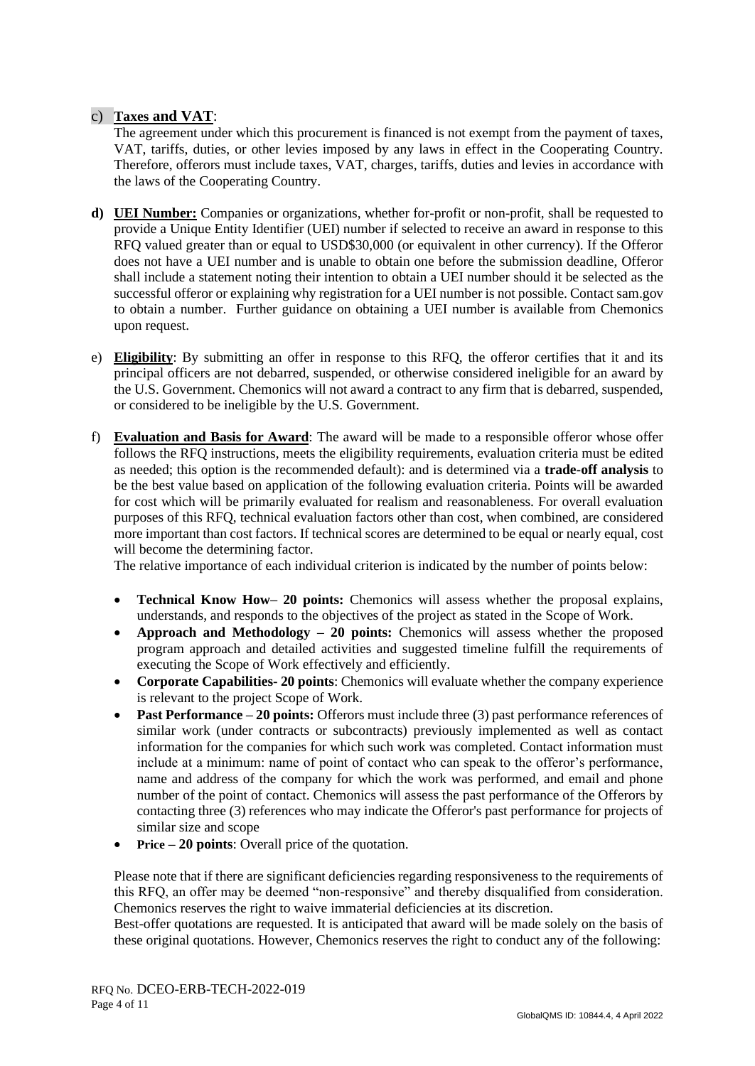c) **Taxes and VAT**:
The agreement under which this procurement is financed is not exempt from the payment of taxes, VAT, tariffs, duties, or other levies imposed by any laws in effect in the Cooperating Country. Therefore, offerors must include taxes, VAT, charges, tariffs, duties and levies in accordance with the laws of the Cooperating Country.

**d) UEI Number:** Companies or organizations, whether for-profit or non-profit, shall be requested to provide a Unique Entity Identifier (UEI) number if selected to receive an award in response to this RFQ valued greater than or equal to USD$30,000 (or equivalent in other currency). If the Offeror does not have a UEI number and is unable to obtain one before the submission deadline, Offeror shall include a statement noting their intention to obtain a UEI number should it be selected as the successful offeror or explaining why registration for a UEI number is not possible. Contact sam.gov to obtain a number. Further guidance on obtaining a UEI number is available from Chemonics upon request.

e) **Eligibility**: By submitting an offer in response to this RFQ, the offeror certifies that it and its principal officers are not debarred, suspended, or otherwise considered ineligible for an award by the U.S. Government. Chemonics will not award a contract to any firm that is debarred, suspended, or considered to be ineligible by the U.S. Government.

f) **Evaluation and Basis for Award**: The award will be made to a responsible offeror whose offer follows the RFQ instructions, meets the eligibility requirements, evaluation criteria must be edited as needed; this option is the recommended default): and is determined via a **trade-off analysis** to be the best value based on application of the following evaluation criteria. Points will be awarded for cost which will be primarily evaluated for realism and reasonableness. For overall evaluation purposes of this RFQ, technical evaluation factors other than cost, when combined, are considered more important than cost factors. If technical scores are determined to be equal or nearly equal, cost will become the determining factor.
The relative importance of each individual criterion is indicated by the number of points below:

- **Technical Know How– 20 points:** Chemonics will assess whether the proposal explains, understands, and responds to the objectives of the project as stated in the Scope of Work.
- **Approach and Methodology – 20 points:** Chemonics will assess whether the proposed program approach and detailed activities and suggested timeline fulfill the requirements of executing the Scope of Work effectively and efficiently.
- **Corporate Capabilities- 20 points**: Chemonics will evaluate whether the company experience is relevant to the project Scope of Work.
- **Past Performance – 20 points:** Offerors must include three (3) past performance references of similar work (under contracts or subcontracts) previously implemented as well as contact information for the companies for which such work was completed. Contact information must include at a minimum: name of point of contact who can speak to the offeror's performance, name and address of the company for which the work was performed, and email and phone number of the point of contact. Chemonics will assess the past performance of the Offerors by contacting three (3) references who may indicate the Offeror's past performance for projects of similar size and scope
- **Price – 20 points**: Overall price of the quotation.

Please note that if there are significant deficiencies regarding responsiveness to the requirements of this RFQ, an offer may be deemed "non-responsive" and thereby disqualified from consideration. Chemonics reserves the right to waive immaterial deficiencies at its discretion.
Best-offer quotations are requested. It is anticipated that award will be made solely on the basis of these original quotations. However, Chemonics reserves the right to conduct any of the following: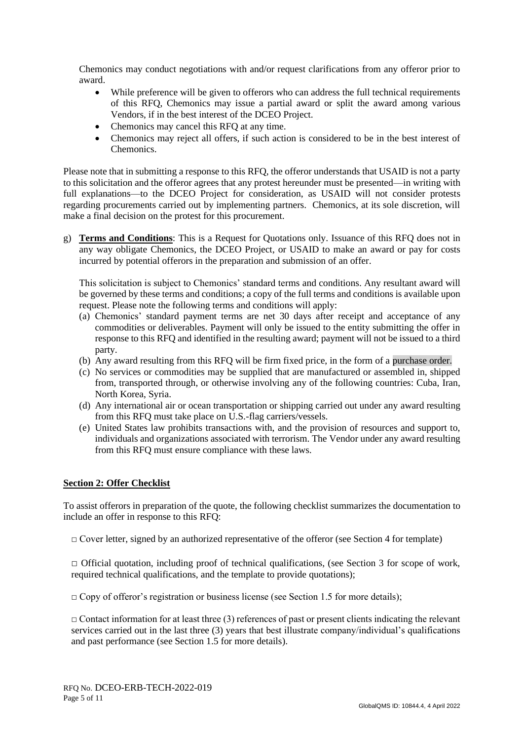Chemonics may conduct negotiations with and/or request clarifications from any offeror prior to award.

- While preference will be given to offerors who can address the full technical requirements of this RFQ, Chemonics may issue a partial award or split the award among various Vendors, if in the best interest of the DCEO Project.
- Chemonics may cancel this RFQ at any time.
- Chemonics may reject all offers, if such action is considered to be in the best interest of Chemonics.

Please note that in submitting a response to this RFQ, the offeror understands that USAID is not a party to this solicitation and the offeror agrees that any protest hereunder must be presented—in writing with full explanations—to the DCEO Project for consideration, as USAID will not consider protests regarding procurements carried out by implementing partners. Chemonics, at its sole discretion, will make a final decision on the protest for this procurement.

g) **Terms and Conditions**: This is a Request for Quotations only. Issuance of this RFQ does not in any way obligate Chemonics, the DCEO Project, or USAID to make an award or pay for costs incurred by potential offerors in the preparation and submission of an offer.

This solicitation is subject to Chemonics' standard terms and conditions. Any resultant award will be governed by these terms and conditions; a copy of the full terms and conditions is available upon request. Please note the following terms and conditions will apply:

(a) Chemonics' standard payment terms are net 30 days after receipt and acceptance of any commodities or deliverables. Payment will only be issued to the entity submitting the offer in response to this RFQ and identified in the resulting award; payment will not be issued to a third party.
(b) Any award resulting from this RFQ will be firm fixed price, in the form of a purchase order.
(c) No services or commodities may be supplied that are manufactured or assembled in, shipped from, transported through, or otherwise involving any of the following countries: Cuba, Iran, North Korea, Syria.
(d) Any international air or ocean transportation or shipping carried out under any award resulting from this RFQ must take place on U.S.-flag carriers/vessels.
(e) United States law prohibits transactions with, and the provision of resources and support to, individuals and organizations associated with terrorism. The Vendor under any award resulting from this RFQ must ensure compliance with these laws.

## Section 2: Offer Checklist

To assist offerors in preparation of the quote, the following checklist summarizes the documentation to include an offer in response to this RFQ:

□ Cover letter, signed by an authorized representative of the offeror (see Section 4 for template)

□ Official quotation, including proof of technical qualifications, (see Section 3 for scope of work, required technical qualifications, and the template to provide quotations);

□ Copy of offeror's registration or business license (see Section 1.5 for more details);

□ Contact information for at least three (3) references of past or present clients indicating the relevant services carried out in the last three (3) years that best illustrate company/individual's qualifications and past performance (see Section 1.5 for more details).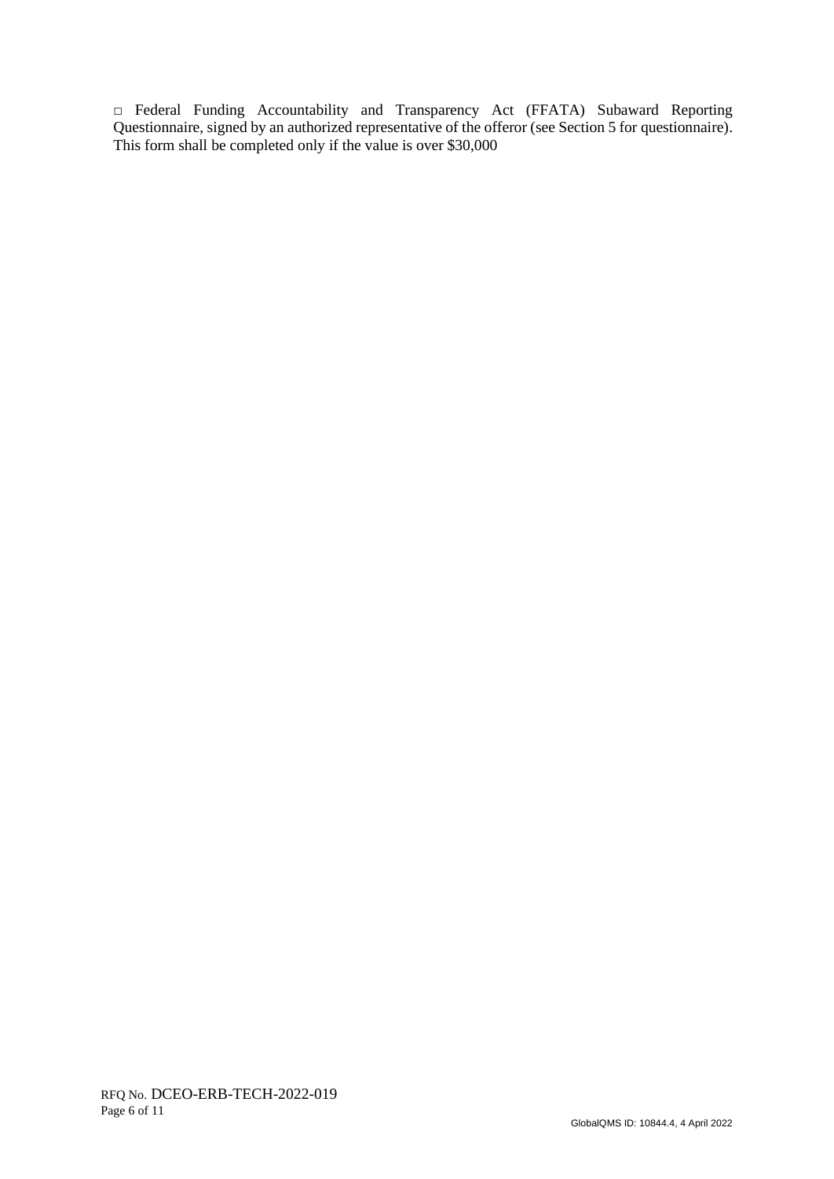□ Federal Funding Accountability and Transparency Act (FFATA) Subaward Reporting Questionnaire, signed by an authorized representative of the offeror (see Section 5 for questionnaire). This form shall be completed only if the value is over $30,000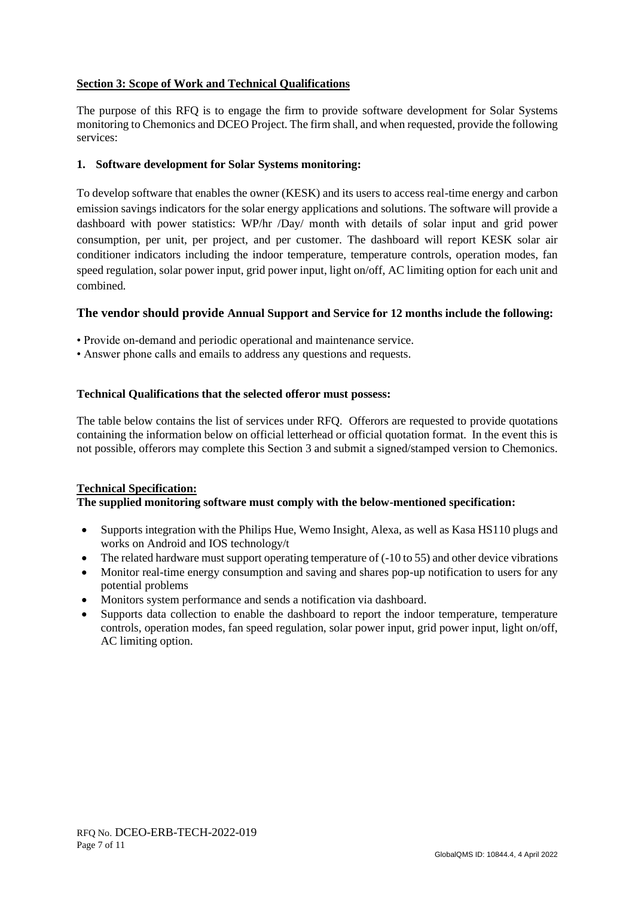**Section 3: Scope of Work and Technical Qualifications**

The purpose of this RFQ is to engage the firm to provide software development for Solar Systems monitoring to Chemonics and DCEO Project. The firm shall, and when requested, provide the following services:

**1. Software development for Solar Systems monitoring:**

To develop software that enables the owner (KESK) and its users to access real-time energy and carbon emission savings indicators for the solar energy applications and solutions. The software will provide a dashboard with power statistics: WP/hr /Day/ month with details of solar input and grid power consumption, per unit, per project, and per customer. The dashboard will report KESK solar air conditioner indicators including the indoor temperature, temperature controls, operation modes, fan speed regulation, solar power input, grid power input, light on/off, AC limiting option for each unit and combined.

### The vendor should provide Annual Support and Service for 12 months include the following:

- Provide on-demand and periodic operational and maintenance service.
- Answer phone calls and emails to address any questions and requests.

**Technical Qualifications that the selected offeror must possess:**

The table below contains the list of services under RFQ. Offerors are requested to provide quotations containing the information below on official letterhead or official quotation format. In the event this is not possible, offerors may complete this Section 3 and submit a signed/stamped version to Chemonics.

**Technical Specification:**

**The supplied monitoring software must comply with the below-mentioned specification:**

- Supports integration with the Philips Hue, Wemo Insight, Alexa, as well as Kasa HS110 plugs and works on Android and IOS technology/t
- The related hardware must support operating temperature of (-10 to 55) and other device vibrations
- Monitor real-time energy consumption and saving and shares pop-up notification to users for any potential problems
- Monitors system performance and sends a notification via dashboard.
- Supports data collection to enable the dashboard to report the indoor temperature, temperature controls, operation modes, fan speed regulation, solar power input, grid power input, light on/off, AC limiting option.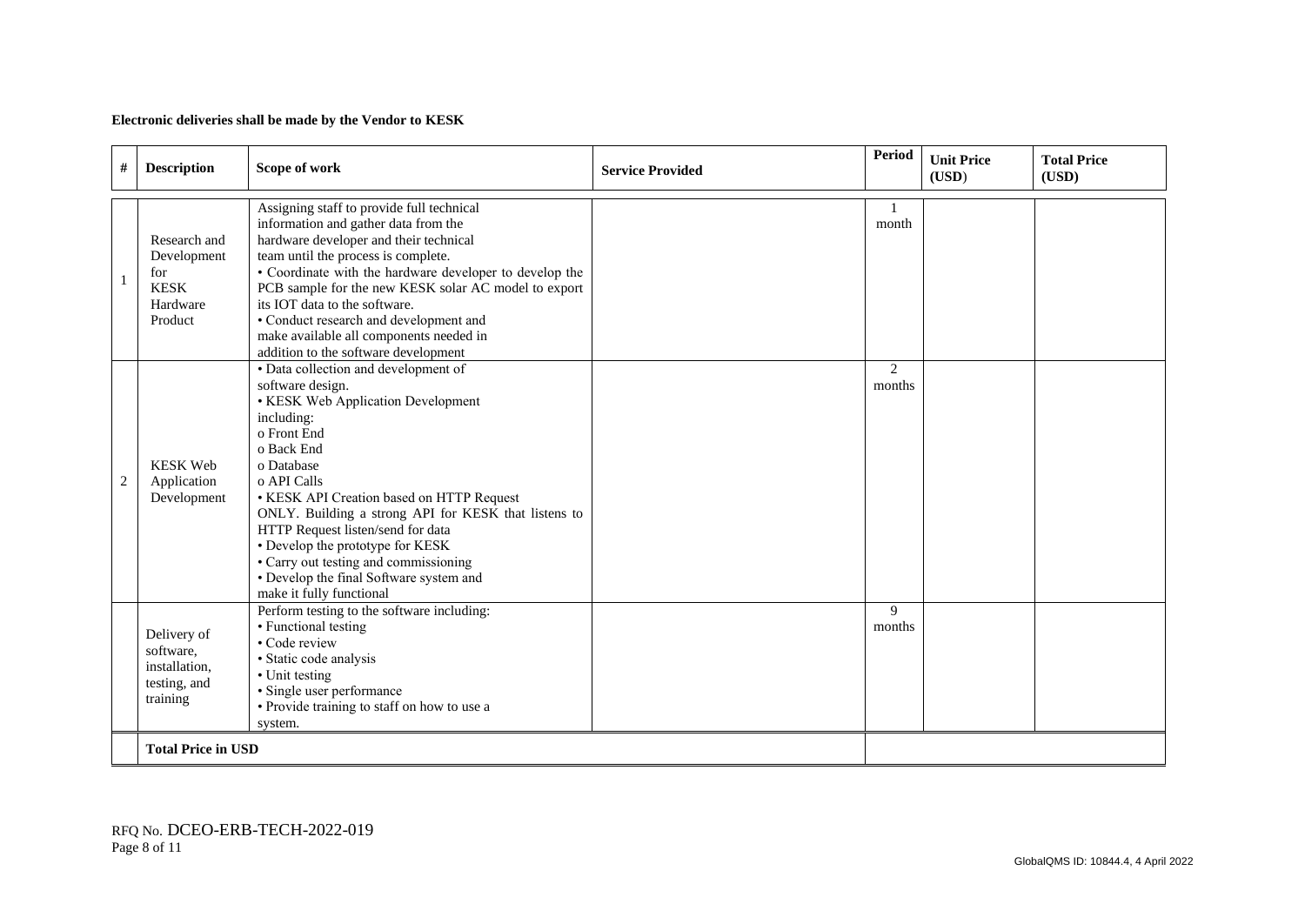**Electronic deliveries shall be made by the Vendor to KESK**

| # | Description | Scope of work | Service Provided | Period | Unit Price (USD) | Total Price (USD) |
|---|---|---|---|---|---|---|
| 1 | Research and Development for KESK Hardware Product | Assigning staff to provide full technical information and gather data from the hardware developer and their technical team until the process is complete.<br>• Coordinate with the hardware developer to develop the PCB sample for the new KESK solar AC model to export its IOT data to the software.<br>• Conduct research and development and make available all components needed in addition to the software development | | 1 month | | |
| 2 | KESK Web Application Development | • Data collection and development of software design.<br>• KESK Web Application Development including:<br>o Front End<br>o Back End<br>o Database<br>o API Calls<br>• KESK API Creation based on HTTP Request ONLY. Building a strong API for KESK that listens to HTTP Request listen/send for data<br>• Develop the prototype for KESK<br>• Carry out testing and commissioning<br>• Develop the final Software system and make it fully functional | | 2 months | | |
| | Delivery of software, installation, testing, and training | Perform testing to the software including:<br>• Functional testing<br>• Code review<br>• Static code analysis<br>• Unit testing<br>• Single user performance<br>• Provide training to staff on how to use a system. | | 9 months | | |
| | **Total Price in USD** | | | | | |

RFQ No. DCEO-ERB-TECH-2022-019

GlobalQMS ID: 10844.4, 4 April 2022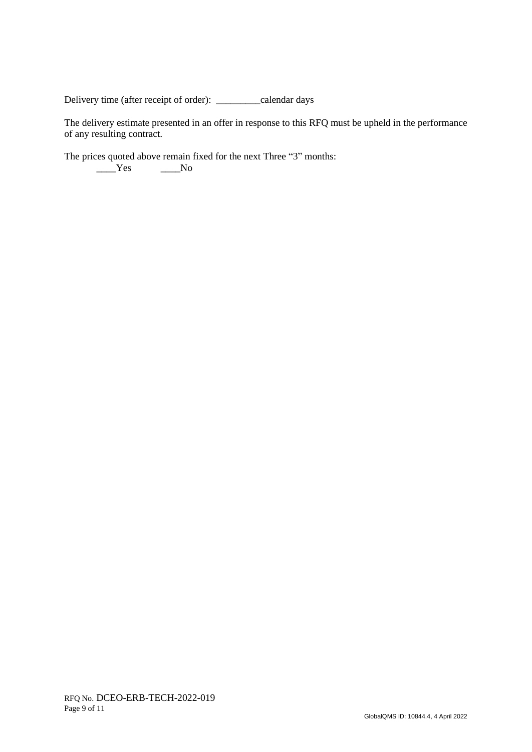Delivery time (after receipt of order): _________calendar days

The delivery estimate presented in an offer in response to this RFQ must be upheld in the performance of any resulting contract.

The prices quoted above remain fixed for the next Three "3" months:

____Yes ____No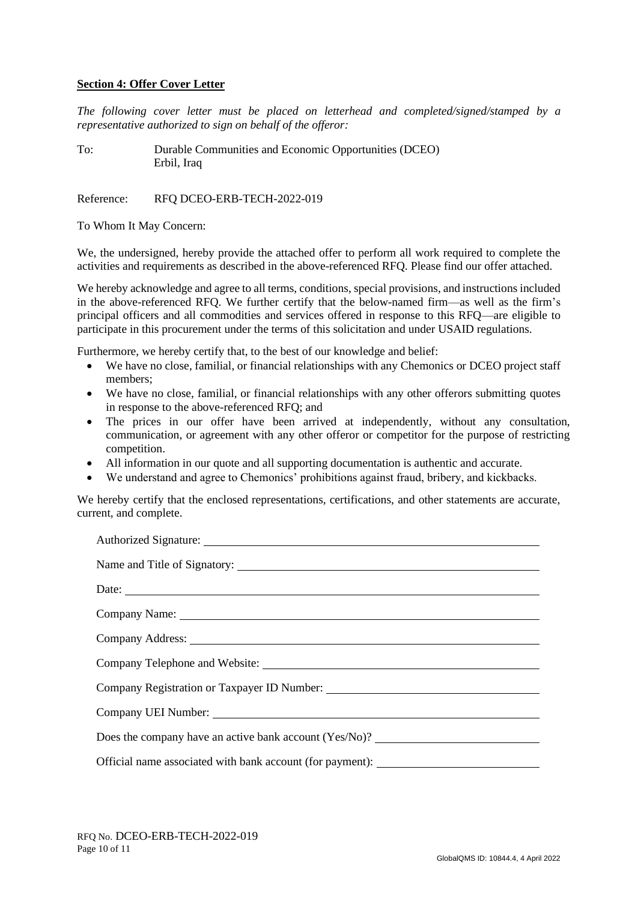**Section 4: Offer Cover Letter**

*The following cover letter must be placed on letterhead and completed/signed/stamped by a representative authorized to sign on behalf of the offeror:*

To: Durable Communities and Economic Opportunities (DCEO)
Erbil, Iraq

Reference: RFQ DCEO-ERB-TECH-2022-019

To Whom It May Concern:

We, the undersigned, hereby provide the attached offer to perform all work required to complete the activities and requirements as described in the above-referenced RFQ. Please find our offer attached.

We hereby acknowledge and agree to all terms, conditions, special provisions, and instructions included in the above-referenced RFQ. We further certify that the below-named firm—as well as the firm's principal officers and all commodities and services offered in response to this RFQ—are eligible to participate in this procurement under the terms of this solicitation and under USAID regulations.

Furthermore, we hereby certify that, to the best of our knowledge and belief:

- We have no close, familial, or financial relationships with any Chemonics or DCEO project staff members;
- We have no close, familial, or financial relationships with any other offerors submitting quotes in response to the above-referenced RFQ; and
- The prices in our offer have been arrived at independently, without any consultation, communication, or agreement with any other offeror or competitor for the purpose of restricting competition.
- All information in our quote and all supporting documentation is authentic and accurate.
- We understand and agree to Chemonics' prohibitions against fraud, bribery, and kickbacks.

We hereby certify that the enclosed representations, certifications, and other statements are accurate, current, and complete.

Authorized Signature: ______________________________

Name and Title of Signatory: ______________________________

Date: ______________________________

Company Name: ______________________________

Company Address: ______________________________

Company Telephone and Website: ______________________________

Company Registration or Taxpayer ID Number: ______________________________

Company UEI Number: ______________________________

Does the company have an active bank account (Yes/No)? ______________________________

Official name associated with bank account (for payment): ______________________________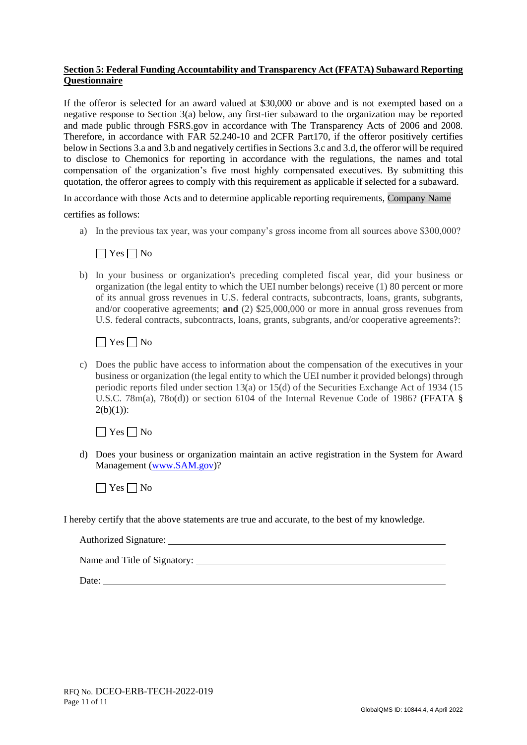## **Section 5: Federal Funding Accountability and Transparency Act (FFATA) Subaward Reporting Questionnaire**

If the offeror is selected for an award valued at $30,000 or above and is not exempted based on a negative response to Section 3(a) below, any first-tier subaward to the organization may be reported and made public through FSRS.gov in accordance with The Transparency Acts of 2006 and 2008. Therefore, in accordance with FAR 52.240-10 and 2CFR Part170, if the offeror positively certifies below in Sections 3.a and 3.b and negatively certifies in Sections 3.c and 3.d, the offeror will be required to disclose to Chemonics for reporting in accordance with the regulations, the names and total compensation of the organization's five most highly compensated executives. By submitting this quotation, the offeror agrees to comply with this requirement as applicable if selected for a subaward.

In accordance with those Acts and to determine applicable reporting requirements, Company Name certifies as follows:

a) In the previous tax year, was your company's gross income from all sources above $300,000?

☐ Yes ☐ No

b) In your business or organization's preceding completed fiscal year, did your business or organization (the legal entity to which the UEI number belongs) receive (1) 80 percent or more of its annual gross revenues in U.S. federal contracts, subcontracts, loans, grants, subgrants, and/or cooperative agreements; **and** (2) $25,000,000 or more in annual gross revenues from U.S. federal contracts, subcontracts, loans, grants, subgrants, and/or cooperative agreements?:

☐ Yes ☐ No

c) Does the public have access to information about the compensation of the executives in your business or organization (the legal entity to which the UEI number it provided belongs) through periodic reports filed under section 13(a) or 15(d) of the Securities Exchange Act of 1934 (15 U.S.C. 78m(a), 78o(d)) or section 6104 of the Internal Revenue Code of 1986? (FFATA § 2(b)(1)):

☐ Yes ☐ No

d) Does your business or organization maintain an active registration in the System for Award Management (www.SAM.gov)?

☐ Yes ☐ No

I hereby certify that the above statements are true and accurate, to the best of my knowledge.

Authorized Signature: ____________________________________________

Name and Title of Signatory: ______________________________________

Date: ____________________________________________________________

RFQ No. DCEO-ERB-TECH-2022-019

GlobalQMS ID: 10844.4, 4 April 2022